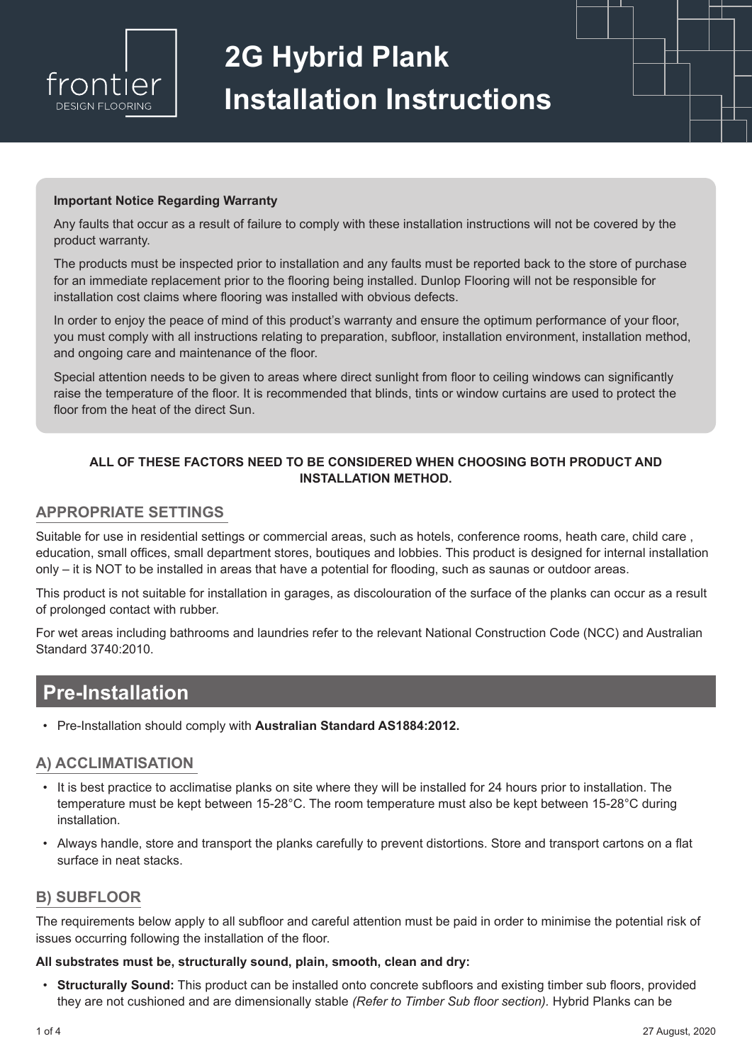frontier
DESIGN FLOORING

# 2G Hybrid Plank Installation Instructions

**Important Notice Regarding Warranty**

Any faults that occur as a result of failure to comply with these installation instructions will not be covered by the product warranty.

The products must be inspected prior to installation and any faults must be reported back to the store of purchase for an immediate replacement prior to the flooring being installed. Dunlop Flooring will not be responsible for installation cost claims where flooring was installed with obvious defects.

In order to enjoy the peace of mind of this product's warranty and ensure the optimum performance of your floor, you must comply with all instructions relating to preparation, subfloor, installation environment, installation method, and ongoing care and maintenance of the floor.

Special attention needs to be given to areas where direct sunlight from floor to ceiling windows can significantly raise the temperature of the floor. It is recommended that blinds, tints or window curtains are used to protect the floor from the heat of the direct Sun.

**ALL OF THESE FACTORS NEED TO BE CONSIDERED WHEN CHOOSING BOTH PRODUCT AND INSTALLATION METHOD.**

### APPROPRIATE SETTINGS

Suitable for use in residential settings or commercial areas, such as hotels, conference rooms, heath care, child care , education, small offices, small department stores, boutiques and lobbies. This product is designed for internal installation only – it is NOT to be installed in areas that have a potential for flooding, such as saunas or outdoor areas.

This product is not suitable for installation in garages, as discolouration of the surface of the planks can occur as a result of prolonged contact with rubber.

For wet areas including bathrooms and laundries refer to the relevant National Construction Code (NCC) and Australian Standard 3740:2010.

## Pre-Installation

- Pre-Installation should comply with **Australian Standard AS1884:2012.**

### A) ACCLIMATISATION

- It is best practice to acclimatise planks on site where they will be installed for 24 hours prior to installation. The temperature must be kept between 15-28°C. The room temperature must also be kept between 15-28°C during installation.
- Always handle, store and transport the planks carefully to prevent distortions. Store and transport cartons on a flat surface in neat stacks.

### B) SUBFLOOR

The requirements below apply to all subfloor and careful attention must be paid in order to minimise the potential risk of issues occurring following the installation of the floor.

**All substrates must be, structurally sound, plain, smooth, clean and dry:**

- **Structurally Sound:** This product can be installed onto concrete subfloors and existing timber sub floors, provided they are not cushioned and are dimensionally stable *(Refer to Timber Sub floor section).* Hybrid Planks can be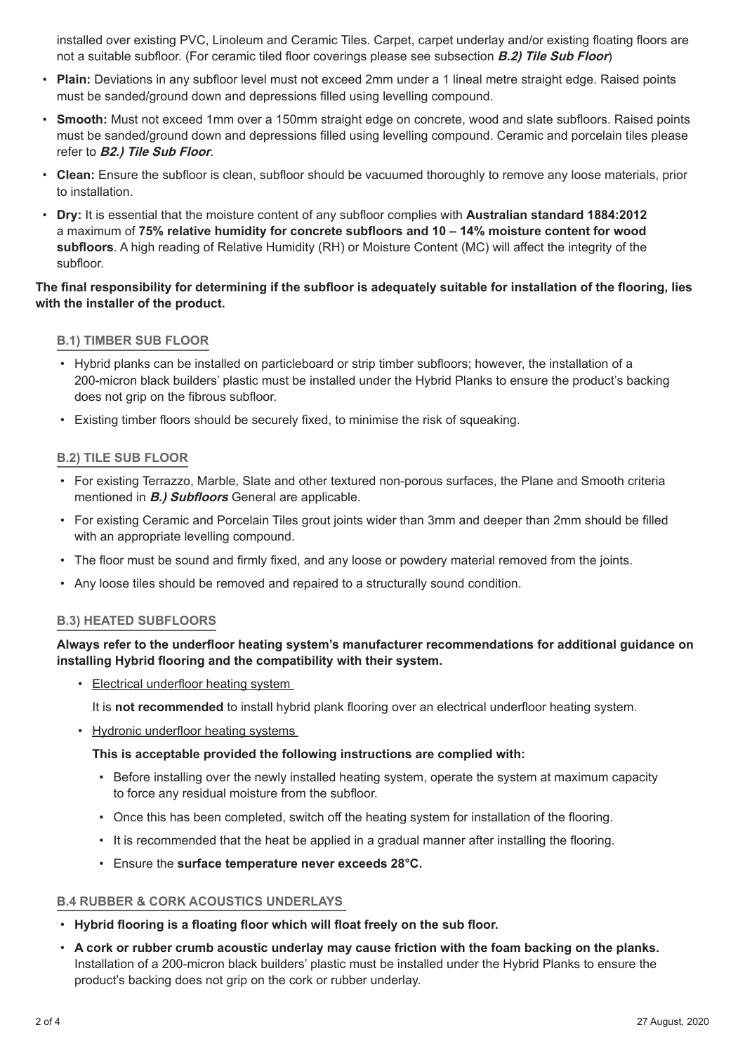installed over existing PVC, Linoleum and Ceramic Tiles. Carpet, carpet underlay and/or existing floating floors are not a suitable subfloor. (For ceramic tiled floor coverings please see subsection ***B.2) Tile Sub Floor***)

- **Plain:** Deviations in any subfloor level must not exceed 2mm under a 1 lineal metre straight edge. Raised points must be sanded/ground down and depressions filled using levelling compound.
- **Smooth:** Must not exceed 1mm over a 150mm straight edge on concrete, wood and slate subfloors. Raised points must be sanded/ground down and depressions filled using levelling compound. Ceramic and porcelain tiles please refer to ***B2.) Tile Sub Floor***.
- **Clean:** Ensure the subfloor is clean, subfloor should be vacuumed thoroughly to remove any loose materials, prior to installation.
- **Dry:** It is essential that the moisture content of any subfloor complies with **Australian standard 1884:2012** a maximum of **75% relative humidity for concrete subfloors and 10 – 14% moisture content for wood subfloors**. A high reading of Relative Humidity (RH) or Moisture Content (MC) will affect the integrity of the subfloor.

**The final responsibility for determining if the subfloor is adequately suitable for installation of the flooring, lies with the installer of the product.**

### B.1) TIMBER SUB FLOOR

- Hybrid planks can be installed on particleboard or strip timber subfloors; however, the installation of a 200-micron black builders' plastic must be installed under the Hybrid Planks to ensure the product's backing does not grip on the fibrous subfloor.
- Existing timber floors should be securely fixed, to minimise the risk of squeaking.

### B.2) TILE SUB FLOOR

- For existing Terrazzo, Marble, Slate and other textured non-porous surfaces, the Plane and Smooth criteria mentioned in ***B.) Subfloors*** General are applicable.
- For existing Ceramic and Porcelain Tiles grout joints wider than 3mm and deeper than 2mm should be filled with an appropriate levelling compound.
- The floor must be sound and firmly fixed, and any loose or powdery material removed from the joints.
- Any loose tiles should be removed and repaired to a structurally sound condition.

### B.3) HEATED SUBFLOORS

**Always refer to the underfloor heating system's manufacturer recommendations for additional guidance on installing Hybrid flooring and the compatibility with their system.**

- Electrical underfloor heating system

  It is **not recommended** to install hybrid plank flooring over an electrical underfloor heating system.

- Hydronic underfloor heating systems

  **This is acceptable provided the following instructions are complied with:**

  - Before installing over the newly installed heating system, operate the system at maximum capacity to force any residual moisture from the subfloor.
  - Once this has been completed, switch off the heating system for installation of the flooring.
  - It is recommended that the heat be applied in a gradual manner after installing the flooring.
  - Ensure the **surface temperature never exceeds 28°C.**

### B.4 RUBBER & CORK ACOUSTICS UNDERLAYS

- **Hybrid flooring is a floating floor which will float freely on the sub floor.**
- **A cork or rubber crumb acoustic underlay may cause friction with the foam backing on the planks.** Installation of a 200-micron black builders' plastic must be installed under the Hybrid Planks to ensure the product's backing does not grip on the cork or rubber underlay.

27 August, 2020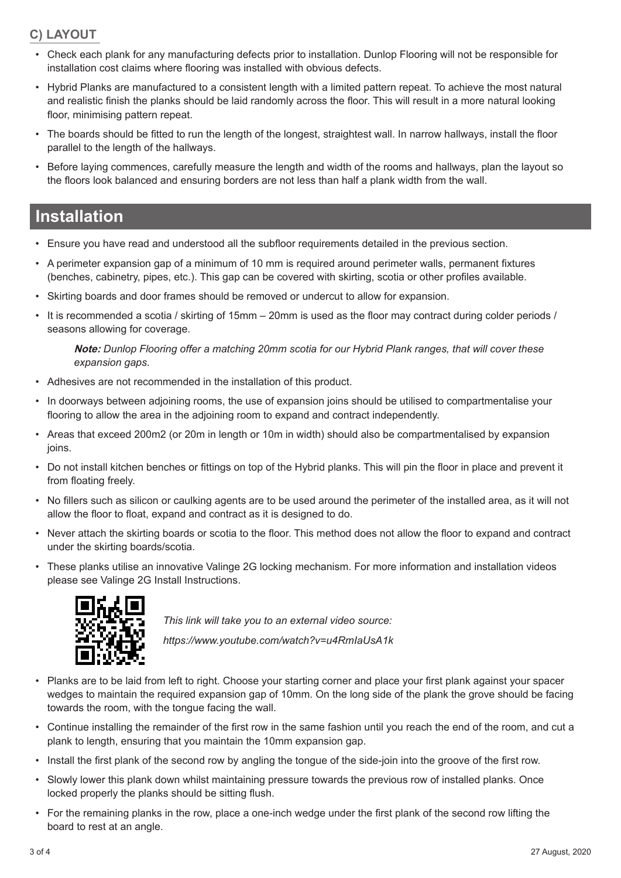### C) LAYOUT

- Check each plank for any manufacturing defects prior to installation. Dunlop Flooring will not be responsible for installation cost claims where flooring was installed with obvious defects.
- Hybrid Planks are manufactured to a consistent length with a limited pattern repeat. To achieve the most natural and realistic finish the planks should be laid randomly across the floor. This will result in a more natural looking floor, minimising pattern repeat.
- The boards should be fitted to run the length of the longest, straightest wall. In narrow hallways, install the floor parallel to the length of the hallways.
- Before laying commences, carefully measure the length and width of the rooms and hallways, plan the layout so the floors look balanced and ensuring borders are not less than half a plank width from the wall.

## Installation

- Ensure you have read and understood all the subfloor requirements detailed in the previous section.
- A perimeter expansion gap of a minimum of 10 mm is required around perimeter walls, permanent fixtures (benches, cabinetry, pipes, etc.). This gap can be covered with skirting, scotia or other profiles available.
- Skirting boards and door frames should be removed or undercut to allow for expansion.
- It is recommended a scotia / skirting of 15mm – 20mm is used as the floor may contract during colder periods / seasons allowing for coverage.

  ***Note:*** *Dunlop Flooring offer a matching 20mm scotia for our Hybrid Plank ranges, that will cover these expansion gaps.*

- Adhesives are not recommended in the installation of this product.
- In doorways between adjoining rooms, the use of expansion joins should be utilised to compartmentalise your flooring to allow the area in the adjoining room to expand and contract independently.
- Areas that exceed 200m2 (or 20m in length or 10m in width) should also be compartmentalised by expansion joins.
- Do not install kitchen benches or fittings on top of the Hybrid planks. This will pin the floor in place and prevent it from floating freely.
- No fillers such as silicon or caulking agents are to be used around the perimeter of the installed area, as it will not allow the floor to float, expand and contract as it is designed to do.
- Never attach the skirting boards or scotia to the floor. This method does not allow the floor to expand and contract under the skirting boards/scotia.
- These planks utilise an innovative Valinge 2G locking mechanism. For more information and installation videos please see Valinge 2G Install Instructions.

  *This link will take you to an external video source:*

  *https://www.youtube.com/watch?v=u4RmIaUsA1k*

- Planks are to be laid from left to right. Choose your starting corner and place your first plank against your spacer wedges to maintain the required expansion gap of 10mm. On the long side of the plank the grove should be facing towards the room, with the tongue facing the wall.
- Continue installing the remainder of the first row in the same fashion until you reach the end of the room, and cut a plank to length, ensuring that you maintain the 10mm expansion gap.
- Install the first plank of the second row by angling the tongue of the side-join into the groove of the first row.
- Slowly lower this plank down whilst maintaining pressure towards the previous row of installed planks. Once locked properly the planks should be sitting flush.
- For the remaining planks in the row, place a one-inch wedge under the first plank of the second row lifting the board to rest at an angle.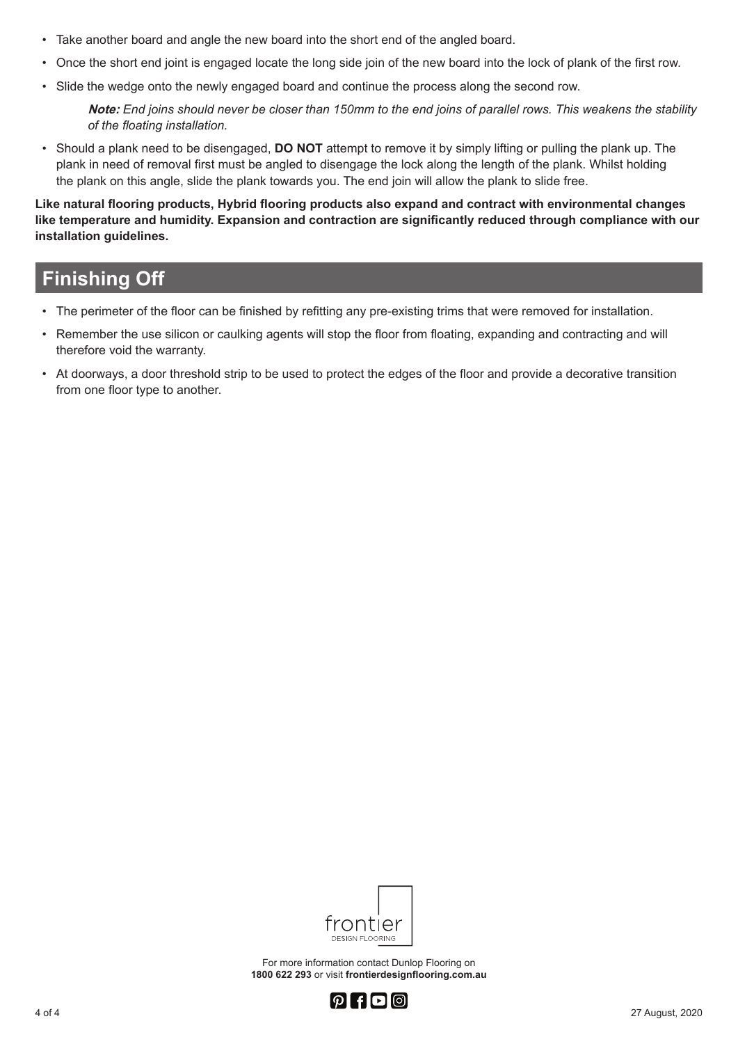- Take another board and angle the new board into the short end of the angled board.
- Once the short end joint is engaged locate the long side join of the new board into the lock of plank of the first row.
- Slide the wedge onto the newly engaged board and continue the process along the second row.

  ***Note:*** *End joins should never be closer than 150mm to the end joins of parallel rows. This weakens the stability of the floating installation.*

- Should a plank need to be disengaged, **DO NOT** attempt to remove it by simply lifting or pulling the plank up. The plank in need of removal first must be angled to disengage the lock along the length of the plank. Whilst holding the plank on this angle, slide the plank towards you. The end join will allow the plank to slide free.

**Like natural flooring products, Hybrid flooring products also expand and contract with environmental changes like temperature and humidity. Expansion and contraction are significantly reduced through compliance with our installation guidelines.**

## Finishing Off

- The perimeter of the floor can be finished by refitting any pre-existing trims that were removed for installation.
- Remember the use silicon or caulking agents will stop the floor from floating, expanding and contracting and will therefore void the warranty.
- At doorways, a door threshold strip to be used to protect the edges of the floor and provide a decorative transition from one floor type to another.

frontier DESIGN FLOORING

For more information contact Dunlop Flooring on **1800 622 293** or visit **frontierdesignflooring.com.au**

27 August, 2020